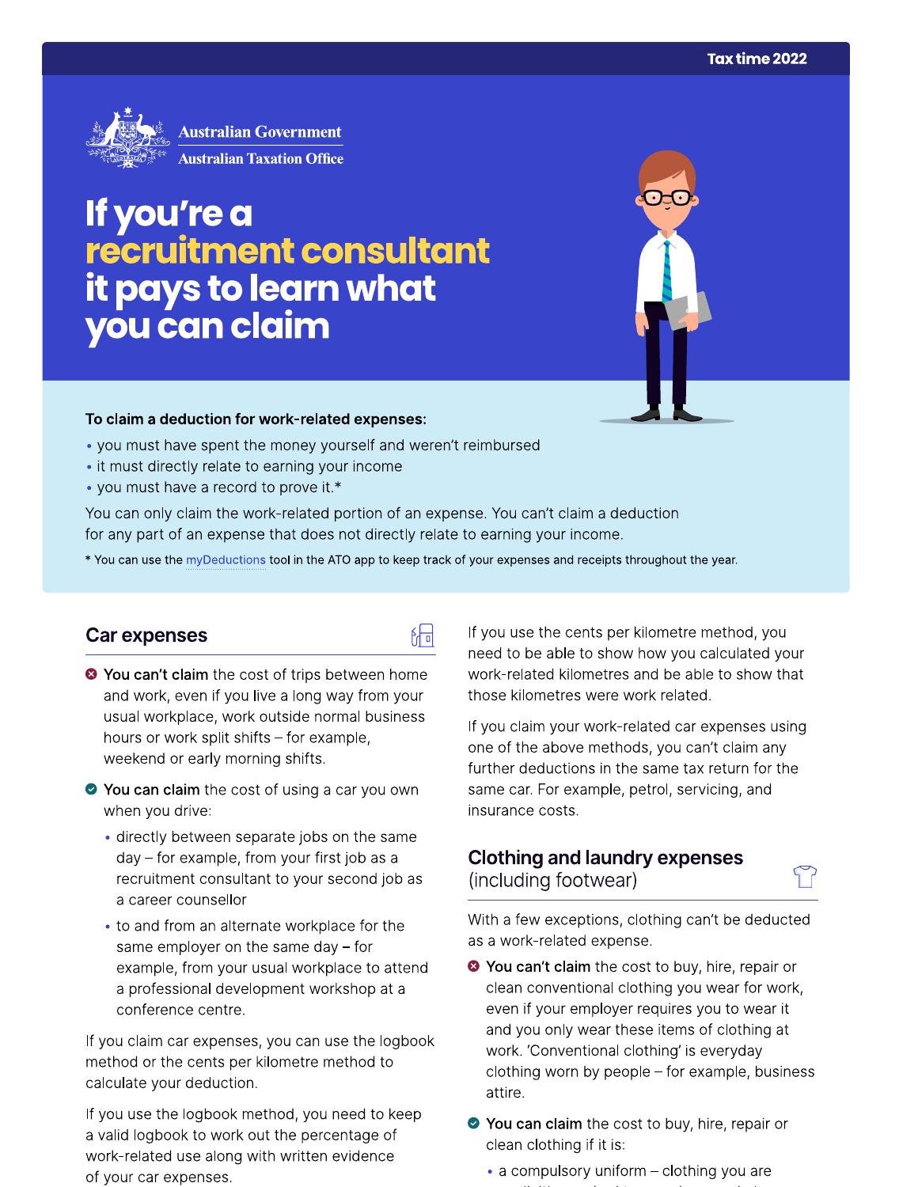Tax time 2022

Australian Government
Australian Taxation Office

# If you're a recruitment consultant it pays to learn what you can claim

**To claim a deduction for work-related expenses:**

- you must have spent the money yourself and weren't reimbursed
- it must directly relate to earning your income
- you must have a record to prove it.*

You can only claim the work-related portion of an expense. You can't claim a deduction for any part of an expense that does not directly relate to earning your income.

* You can use the myDeductions tool in the ATO app to keep track of your expenses and receipts throughout the year.

## Car expenses

- **You can't claim** the cost of trips between home and work, even if you live a long way from your usual workplace, work outside normal business hours or work split shifts – for example, weekend or early morning shifts.
- **You can claim** the cost of using a car you own when you drive:
  - directly between separate jobs on the same day – for example, from your first job as a recruitment consultant to your second job as a career counsellor
  - to and from an alternate workplace for the same employer on the same day – for example, from your usual workplace to attend a professional development workshop at a conference centre.

If you claim car expenses, you can use the logbook method or the cents per kilometre method to calculate your deduction.

If you use the logbook method, you need to keep a valid logbook to work out the percentage of work-related use along with written evidence of your car expenses.

If you use the cents per kilometre method, you need to be able to show how you calculated your work-related kilometres and be able to show that those kilometres were work related.

If you claim your work-related car expenses using one of the above methods, you can't claim any further deductions in the same tax return for the same car. For example, petrol, servicing, and insurance costs.

## Clothing and laundry expenses (including footwear)

With a few exceptions, clothing can't be deducted as a work-related expense.

- **You can't claim** the cost to buy, hire, repair or clean conventional clothing you wear for work, even if your employer requires you to wear it and you only wear these items of clothing at work. 'Conventional clothing' is everyday clothing worn by people – for example, business attire.
- **You can claim** the cost to buy, hire, repair or clean clothing if it is:
  - a compulsory uniform – clothing you are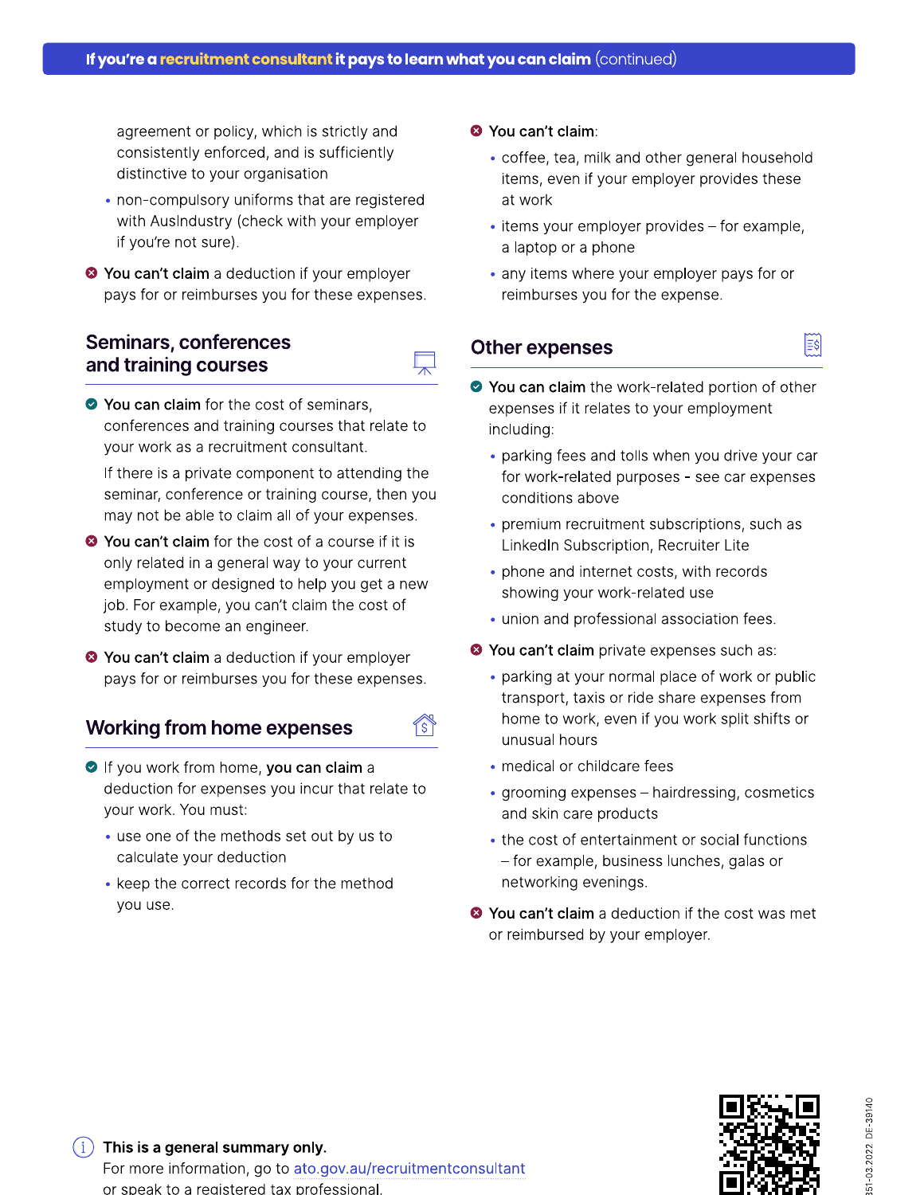agreement or policy, which is strictly and consistently enforced, and is sufficiently distinctive to your organisation

- non-compulsory uniforms that are registered with AusIndustry (check with your employer if you're not sure).

**You can't claim** a deduction if your employer pays for or reimburses you for these expenses.

## Seminars, conferences and training courses

**You can claim** for the cost of seminars, conferences and training courses that relate to your work as a recruitment consultant.

If there is a private component to attending the seminar, conference or training course, then you may not be able to claim all of your expenses.

**You can't claim** for the cost of a course if it is only related in a general way to your current employment or designed to help you get a new job. For example, you can't claim the cost of study to become an engineer.

**You can't claim** a deduction if your employer pays for or reimburses you for these expenses.

## Working from home expenses

If you work from home, **you can claim** a deduction for expenses you incur that relate to your work. You must:

- use one of the methods set out by us to calculate your deduction
- keep the correct records for the method you use.

**You can't claim**:

- coffee, tea, milk and other general household items, even if your employer provides these at work
- items your employer provides – for example, a laptop or a phone
- any items where your employer pays for or reimburses you for the expense.

## Other expenses

**You can claim** the work-related portion of other expenses if it relates to your employment including:

- parking fees and tolls when you drive your car for work-related purposes - see car expenses conditions above
- premium recruitment subscriptions, such as LinkedIn Subscription, Recruiter Lite
- phone and internet costs, with records showing your work-related use
- union and professional association fees.

**You can't claim** private expenses such as:

- parking at your normal place of work or public transport, taxis or ride share expenses from home to work, even if you work split shifts or unusual hours
- medical or childcare fees
- grooming expenses – hairdressing, cosmetics and skin care products
- the cost of entertainment or social functions – for example, business lunches, galas or networking evenings.

**You can't claim** a deduction if the cost was met or reimbursed by your employer.

**This is a general summary only.**
For more information, go to ato.gov.au/recruitmentconsultant or speak to a registered tax professional.

351-03.2022 DE-39140